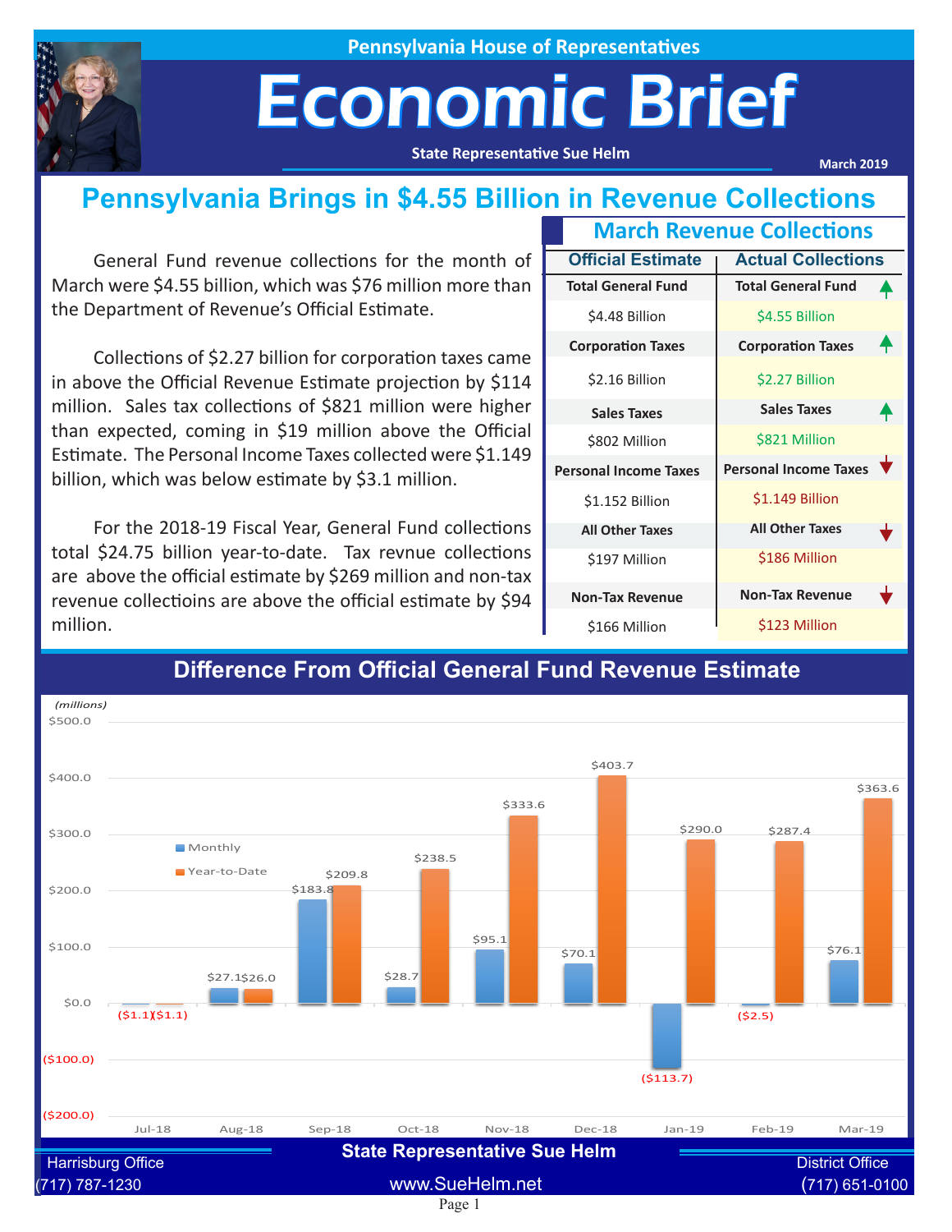Pennsylvania House of Representatives

# Economic Brief

State Representative Sue Helm

March 2019

## Pennsylvania Brings in $4.55 Billion in Revenue Collections

General Fund revenue collections for the month of March were $4.55 billion, which was $76 million more than the Department of Revenue's Official Estimate.

Collections of $2.27 billion for corporation taxes came in above the Official Revenue Estimate projection by $114 million. Sales tax collections of $821 million were higher than expected, coming in $19 million above the Official Estimate. The Personal Income Taxes collected were $1.149 billion, which was below estimate by $3.1 million.

For the 2018-19 Fiscal Year, General Fund collections total $24.75 billion year-to-date. Tax revnue collections are above the official estimate by $269 million and non-tax revenue collectioins are above the official estimate by $94 million.

### March Revenue Collections

| | Official Estimate | Actual Collections |
|---|---|---|
| Total General Fund | $4.48 Billion | $4.55 Billion ▲ |
| Corporation Taxes | $2.16 Billion | $2.27 Billion ▲ |
| Sales Taxes | $802 Million | $821 Million ▲ |
| Personal Income Taxes | $1.152 Billion | $1.149 Billion ▼ |
| All Other Taxes | $197 Million | $186 Million ▼ |
| Non-Tax Revenue | $166 Million | $123 Million ▼ |

### Difference From Official General Fund Revenue Estimate

(millions)

| Month | Monthly | Year-to-Date |
|---|---|---|
| Jul-18 | ($1.1) | ($1.1) |
| Aug-18 | $27.1 | $26.0 |
| Sep-18 | $183.8 | $209.8 |
| Oct-18 | $28.7 | $238.5 |
| Nov-18 | $95.1 | $333.6 |
| Dec-18 | $70.1 | $403.7 |
| Jan-19 | ($113.7) | $290.0 |
| Feb-19 | ($2.5) | $287.4 |
| Mar-19 | $76.1 | $363.6 |

State Representative Sue Helm

Harrisburg Office (717) 787-1230 | www.SueHelm.net | District Office (717) 651-0100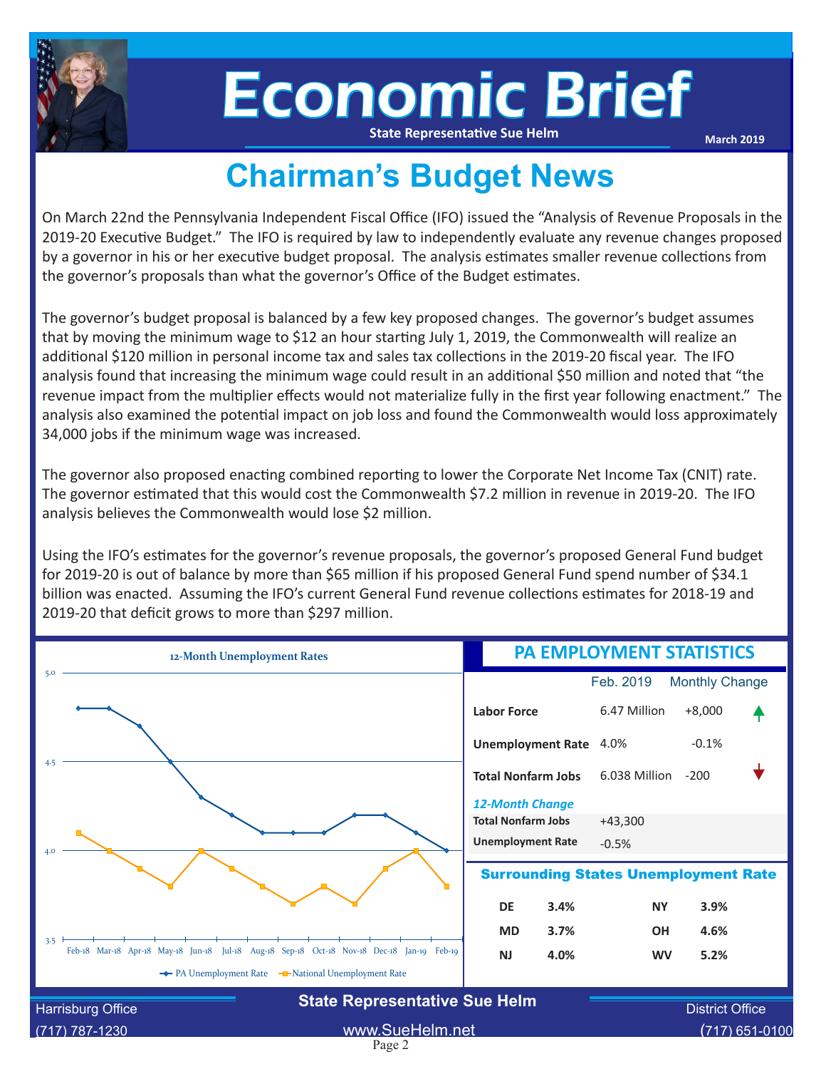# Economic Brief

State Representative Sue Helm

March 2019

## Chairman's Budget News

On March 22nd the Pennsylvania Independent Fiscal Office (IFO) issued the "Analysis of Revenue Proposals in the 2019-20 Executive Budget." The IFO is required by law to independently evaluate any revenue changes proposed by a governor in his or her executive budget proposal. The analysis estimates smaller revenue collections from the governor's proposals than what the governor's Office of the Budget estimates.

The governor's budget proposal is balanced by a few key proposed changes. The governor's budget assumes that by moving the minimum wage to $12 an hour starting July 1, 2019, the Commonwealth will realize an additional $120 million in personal income tax and sales tax collections in the 2019-20 fiscal year. The IFO analysis found that increasing the minimum wage could result in an additional $50 million and noted that "the revenue impact from the multiplier effects would not materialize fully in the first year following enactment." The analysis also examined the potential impact on job loss and found the Commonwealth would loss approximately 34,000 jobs if the minimum wage was increased.

The governor also proposed enacting combined reporting to lower the Corporate Net Income Tax (CNIT) rate. The governor estimated that this would cost the Commonwealth $7.2 million in revenue in 2019-20. The IFO analysis believes the Commonwealth would lose $2 million.

Using the IFO's estimates for the governor's revenue proposals, the governor's proposed General Fund budget for 2019-20 is out of balance by more than $65 million if his proposed General Fund spend number of $34.1 billion was enacted. Assuming the IFO's current General Fund revenue collections estimates for 2018-19 and 2019-20 that deficit grows to more than $297 million.

12-Month Unemployment Rates

5.0
4.5
4.0
3.5

Feb-18 Mar-18 Apr-18 May-18 Jun-18 Jul-18 Aug-18 Sep-18 Oct-18 Nov-18 Dec-18 Jan-19 Feb-19

PA Unemployment Rate — National Unemployment Rate

## PA EMPLOYMENT STATISTICS

| | Feb. 2019 | Monthly Change |
|---|---|---|
| **Labor Force** | 6.47 Million | +8,000 ▲ |
| **Unemployment Rate** | 4.0% | -0.1% |
| **Total Nonfarm Jobs** | 6.038 Million | -200 ▼ |

*12-Month Change*

| | |
|---|---|
| **Total Nonfarm Jobs** | +43,300 |
| **Unemployment Rate** | -0.5% |

### Surrounding States Unemployment Rate

| | | | |
|---|---|---|---|
| **DE** | **3.4%** | **NY** | **3.9%** |
| **MD** | **3.7%** | **OH** | **4.6%** |
| **NJ** | **4.0%** | **WV** | **5.2%** |

Harrisburg Office (717) 787-1230

**State Representative Sue Helm**
www.SueHelm.net

District Office (717) 651-0100